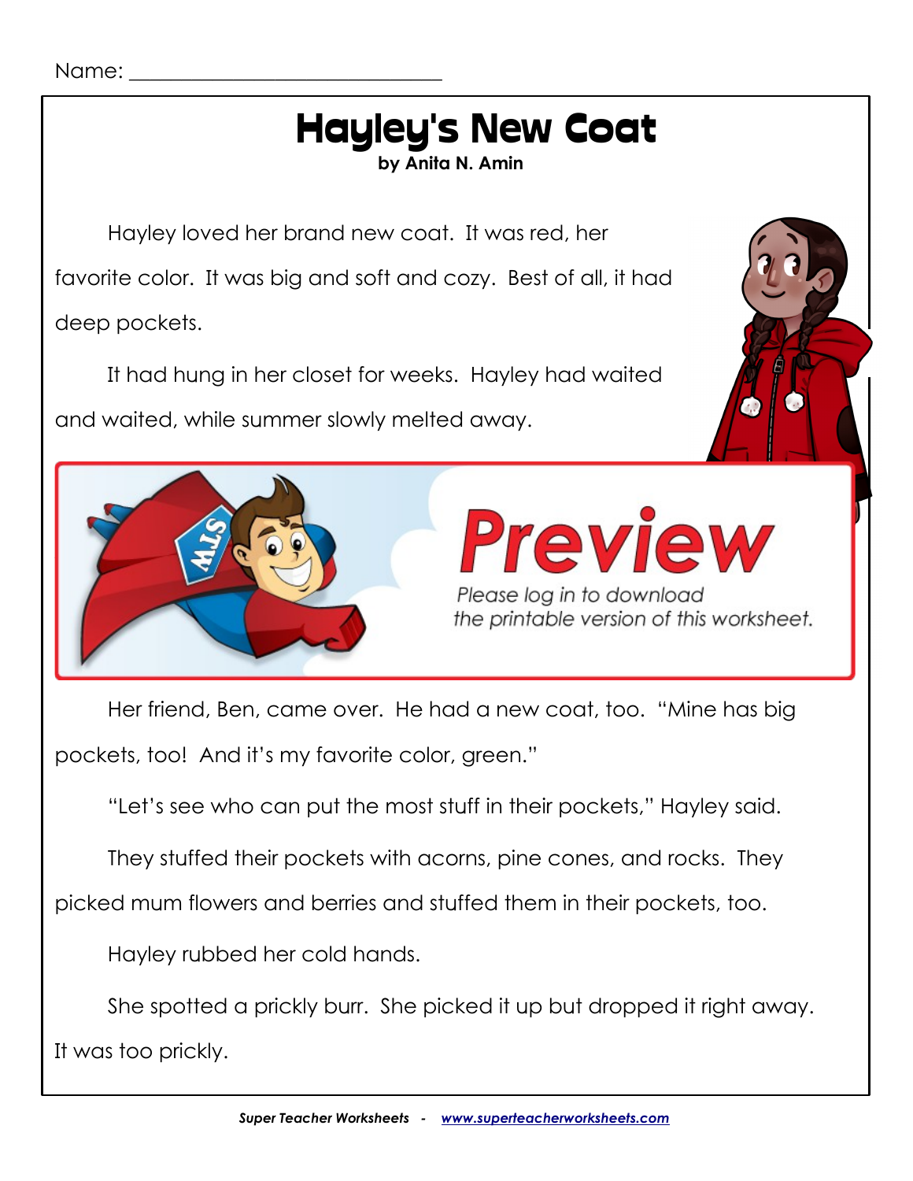Name: ______________________________

# Hayley's New Coat

**by Anita N. Amin**

Hayley loved her brand new coat. It was red, her favorite color. It was big and soft and cozy. Best of all, it had deep pockets.

It had hung in her closet for weeks. Hayley had waited and waited, while summer slowly melted away.

Preview

*Please log in to download the printable version of this worksheet.*

Her friend, Ben, came over. He had a new coat, too. "Mine has big pockets, too! And it's my favorite color, green."

"Let's see who can put the most stuff in their pockets," Hayley said.

They stuffed their pockets with acorns, pine cones, and rocks. They picked mum flowers and berries and stuffed them in their pockets, too.

Hayley rubbed her cold hands.

She spotted a prickly burr. She picked it up but dropped it right away. It was too prickly.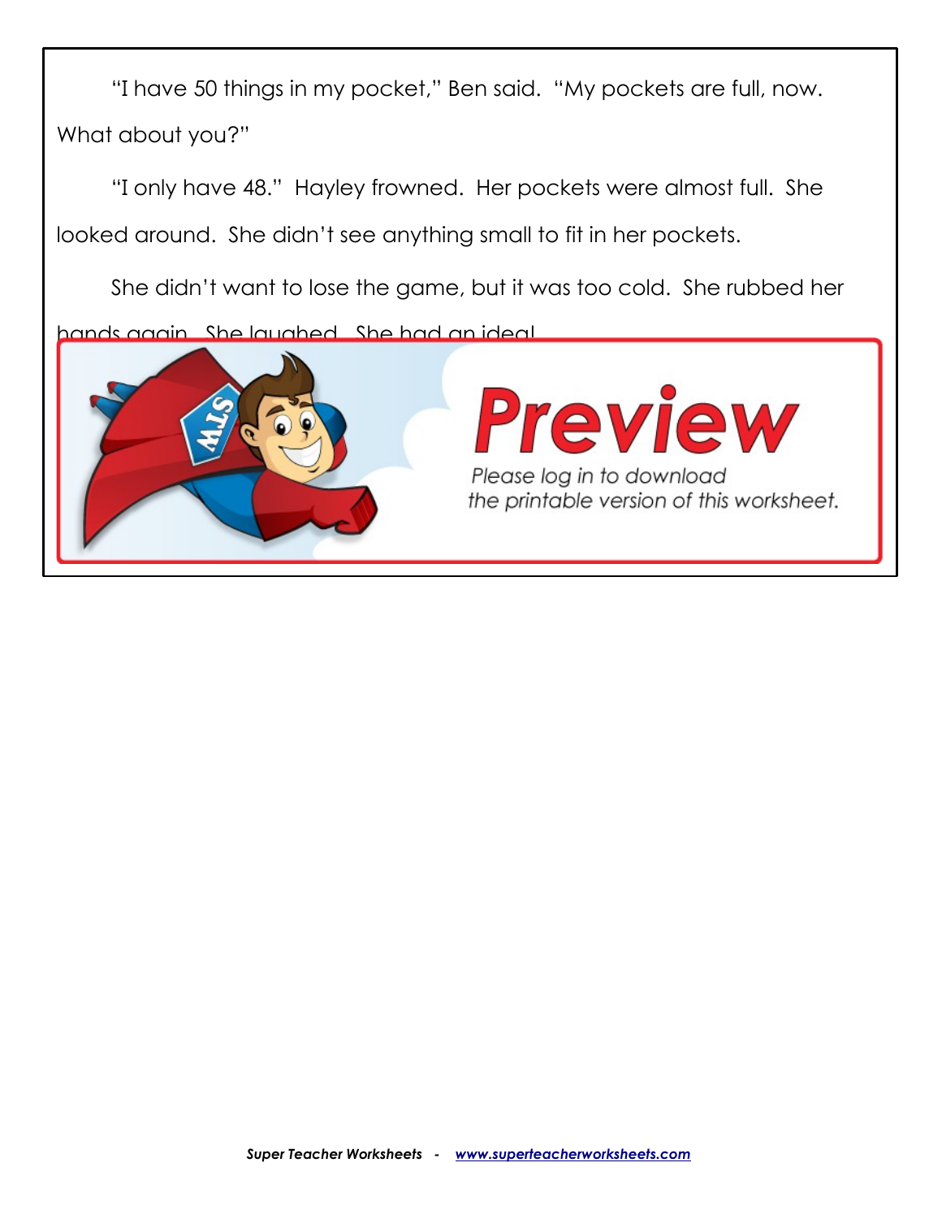"I have 50 things in my pocket," Ben said. "My pockets are full, now. What about you?"

"I only have 48." Hayley frowned. Her pockets were almost full. She looked around. She didn't see anything small to fit in her pockets.

She didn't want to lose the game, but it was too cold. She rubbed her hands again. She laughed. She had an idea!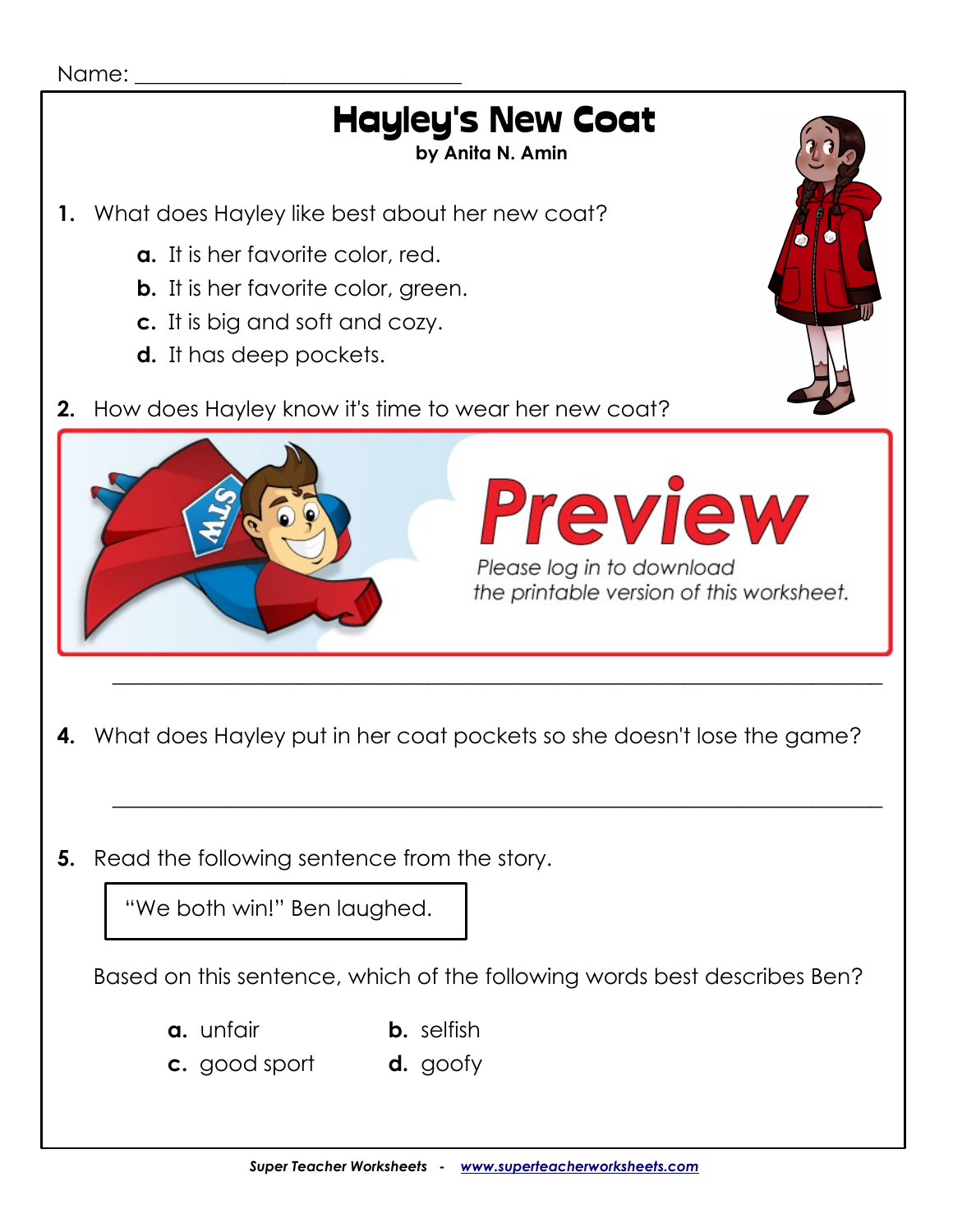Name: ______________________________

# Hayley's New Coat

**by Anita N. Amin**

1. What does Hayley like best about her new coat?

   **a.** It is her favorite color, red.
   **b.** It is her favorite color, green.
   **c.** It is big and soft and cozy.
   **d.** It has deep pockets.

2. How does Hayley know it's time to wear her new coat?

Preview

Please log in to download the printable version of this worksheet.

______________________________________________________________

4. What does Hayley put in her coat pockets so she doesn't lose the game?

______________________________________________________________

5. Read the following sentence from the story.

| "We both win!" Ben laughed. |
|---|

Based on this sentence, which of the following words best describes Ben?

**a.** unfair
**b.** selfish
**c.** good sport
**d.** goofy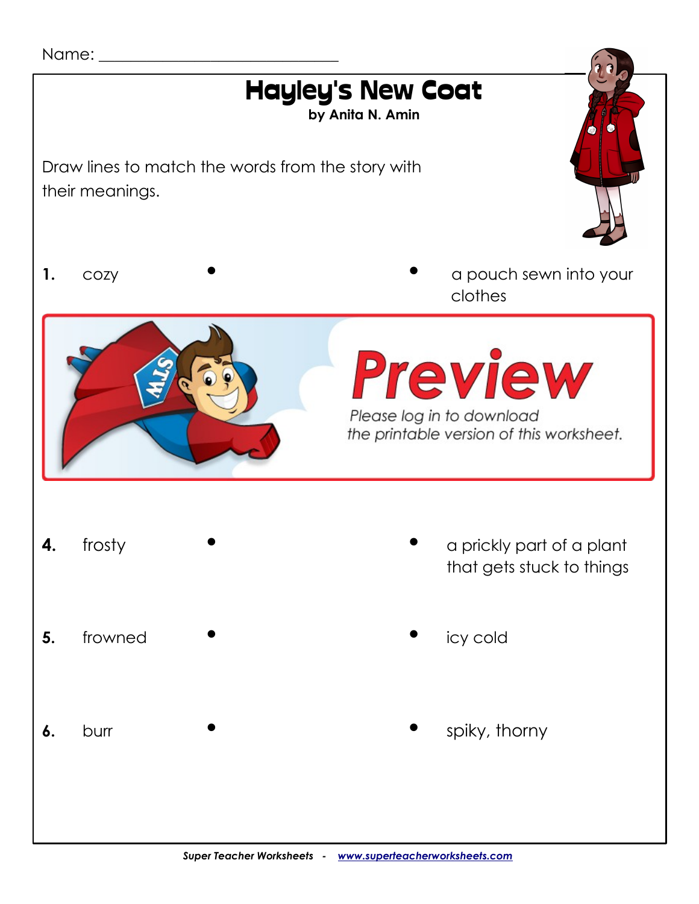Name: ______________________________

# Hayley's New Coat

**by Anita N. Amin**

Draw lines to match the words from the story with their meanings.

| | Word | | | Meaning |
|---|---|---|---|---|
| **1.** | cozy | • | • | a pouch sewn into your clothes |

Preview

Please log in to download the printable version of this worksheet.

| | Word | | | Meaning |
|---|---|---|---|---|
| **4.** | frosty | • | • | a prickly part of a plant that gets stuck to things |
| **5.** | frowned | • | • | icy cold |
| **6.** | burr | • | • | spiky, thorny |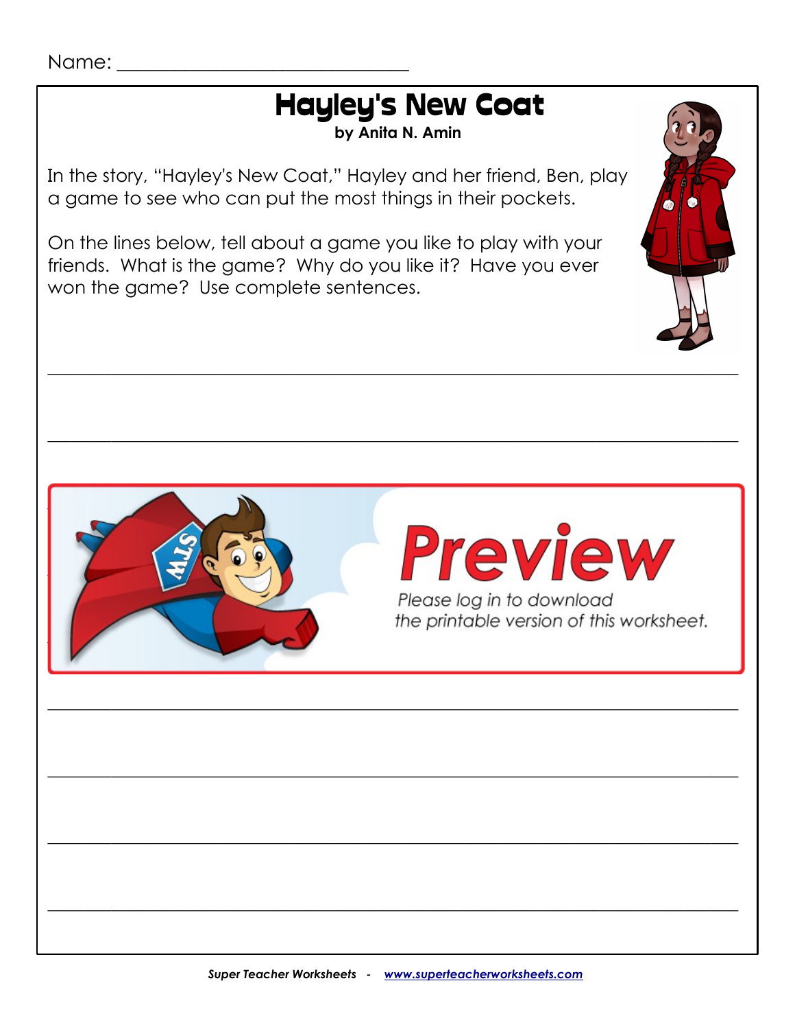Name: ______________________________

# Hayley's New Coat

**by Anita N. Amin**

In the story, "Hayley's New Coat," Hayley and her friend, Ben, play a game to see who can put the most things in their pockets.

On the lines below, tell about a game you like to play with your friends. What is the game? Why do you like it? Have you ever won the game? Use complete sentences.

______________________________________________________________________

______________________________________________________________________

**Preview**

*Please log in to download the printable version of this worksheet.*

______________________________________________________________________

______________________________________________________________________

______________________________________________________________________

______________________________________________________________________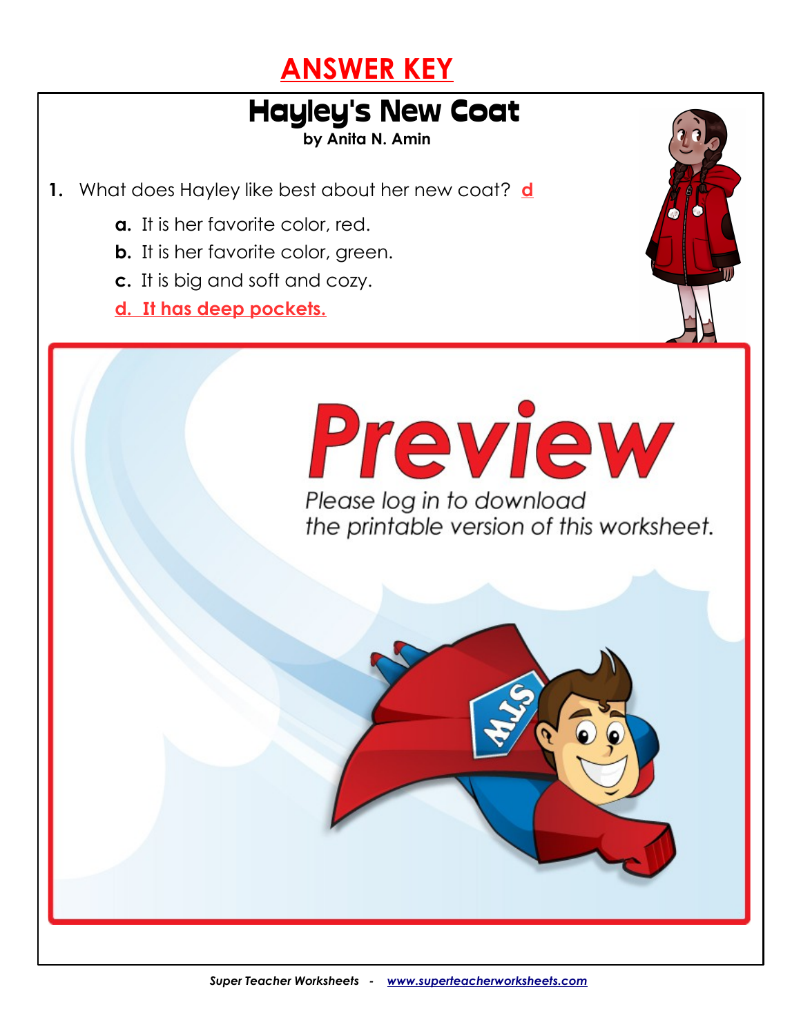# ANSWER KEY

## Hayley's New Coat

**by Anita N. Amin**

1. What does Hayley like best about her new coat? d

   a. It is her favorite color, red.

   b. It is her favorite color, green.

   c. It is big and soft and cozy.

   d. It has deep pockets.

Preview

Please log in to download the printable version of this worksheet.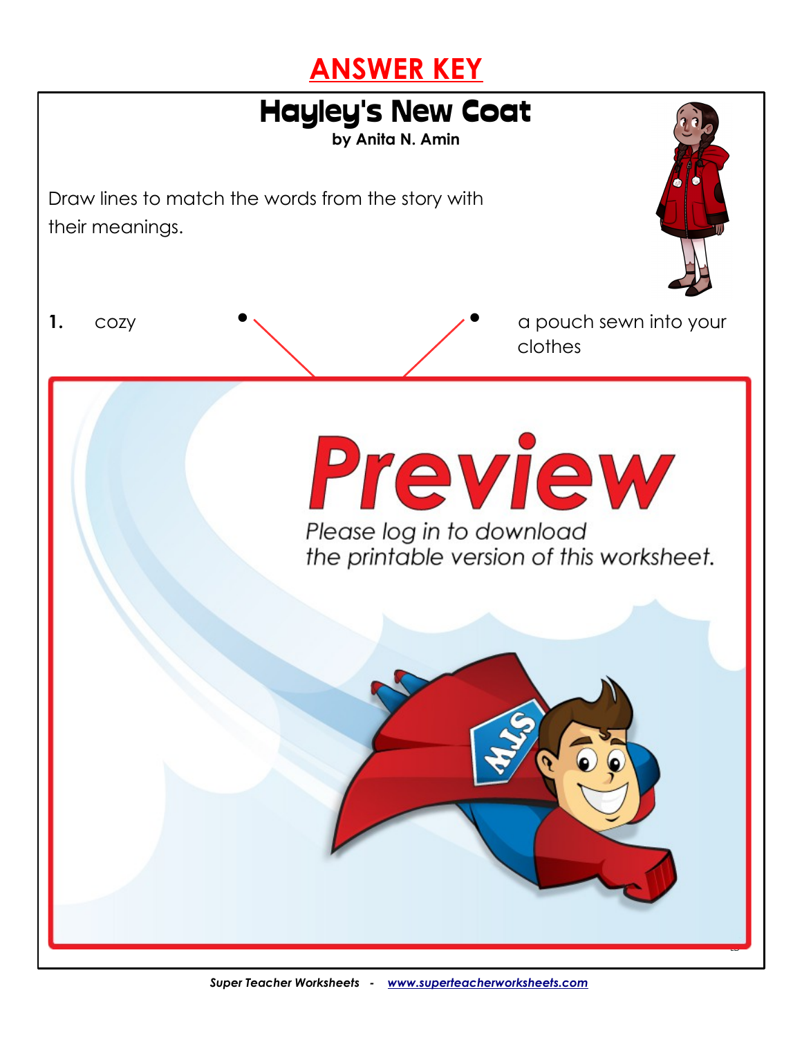# ANSWER KEY

## Hayley's New Coat

**by Anita N. Amin**

Draw lines to match the words from the story with their meanings.

**1.** cozy • • a pouch sewn into your clothes

Preview

Please log in to download the printable version of this worksheet.